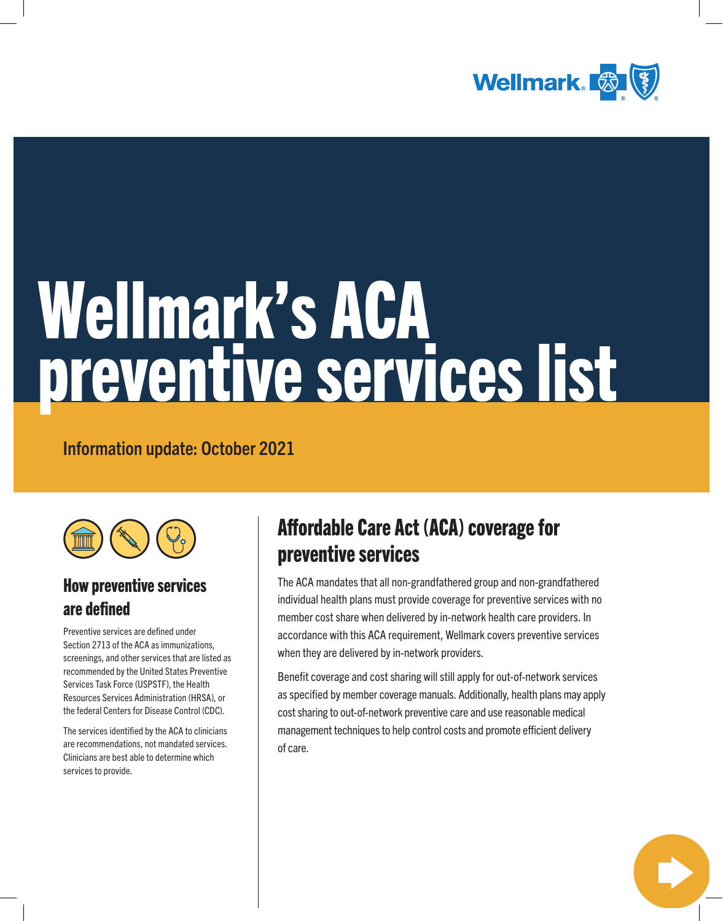# Wellmark's ACA preventive services list

Information update: October 2021

## How preventive services are defined

Preventive services are defined under Section 2713 of the ACA as immunizations, screenings, and other services that are listed as recommended by the United States Preventive Services Task Force (USPSTF), the Health Resources Services Administration (HRSA), or the federal Centers for Disease Control (CDC).

The services identified by the ACA to clinicians are recommendations, not mandated services. Clinicians are best able to determine which services to provide.

## Affordable Care Act (ACA) coverage for preventive services

The ACA mandates that all non-grandfathered group and non-grandfathered individual health plans must provide coverage for preventive services with no member cost share when delivered by in-network health care providers. In accordance with this ACA requirement, Wellmark covers preventive services when they are delivered by in-network providers.

Benefit coverage and cost sharing will still apply for out-of-network services as specified by member coverage manuals. Additionally, health plans may apply cost sharing to out-of-network preventive care and use reasonable medical management techniques to help control costs and promote efficient delivery of care.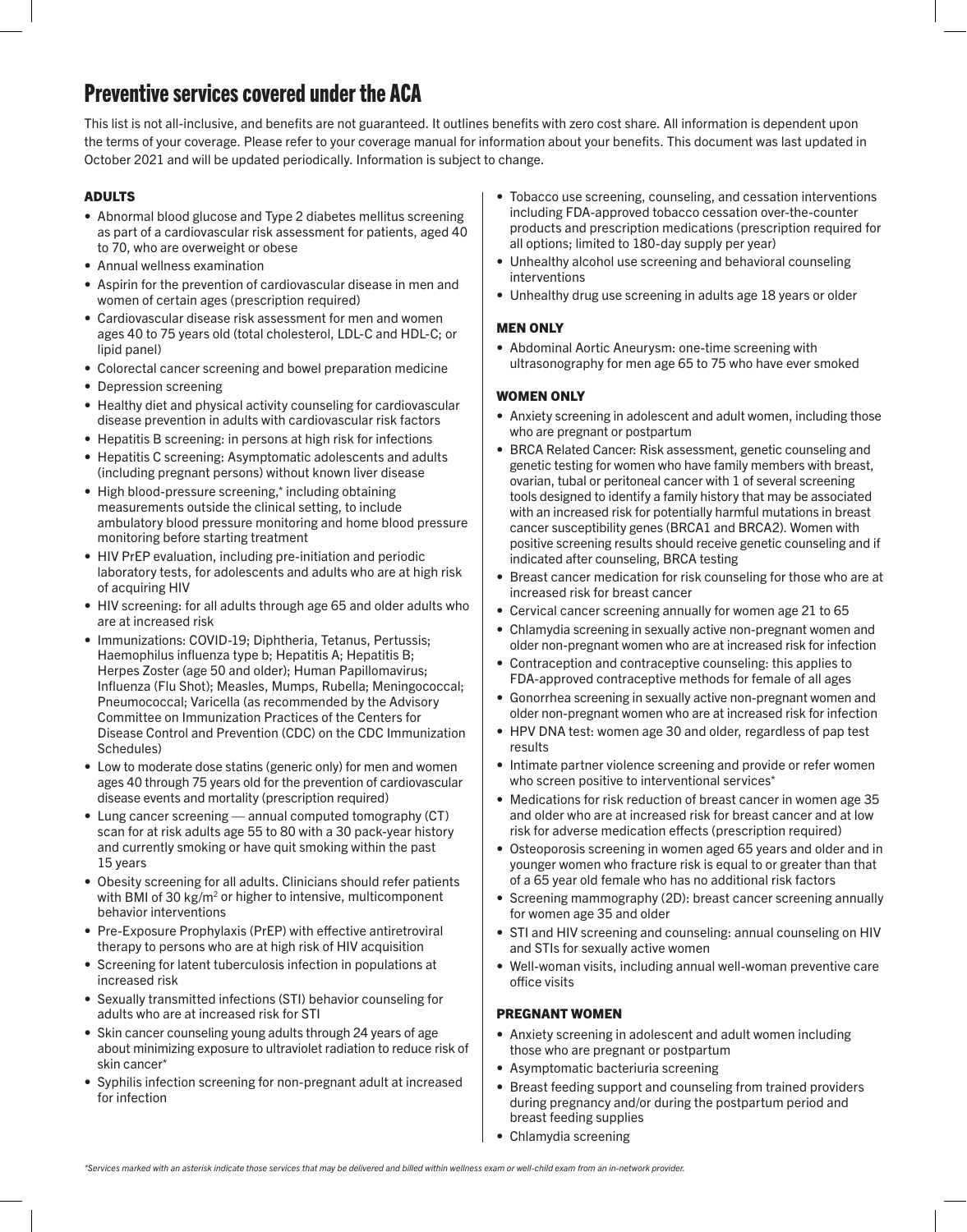# Preventive services covered under the ACA

This list is not all-inclusive, and benefits are not guaranteed. It outlines benefits with zero cost share. All information is dependent upon the terms of your coverage. Please refer to your coverage manual for information about your benefits. This document was last updated in October 2021 and will be updated periodically. Information is subject to change.

### ADULTS

- Abnormal blood glucose and Type 2 diabetes mellitus screening as part of a cardiovascular risk assessment for patients, aged 40 to 70, who are overweight or obese
- Annual wellness examination
- Aspirin for the prevention of cardiovascular disease in men and women of certain ages (prescription required)
- Cardiovascular disease risk assessment for men and women ages 40 to 75 years old (total cholesterol, LDL-C and HDL-C; or lipid panel)
- Colorectal cancer screening and bowel preparation medicine
- Depression screening
- Healthy diet and physical activity counseling for cardiovascular disease prevention in adults with cardiovascular risk factors
- Hepatitis B screening: in persons at high risk for infections
- Hepatitis C screening: Asymptomatic adolescents and adults (including pregnant persons) without known liver disease
- High blood-pressure screening,* including obtaining measurements outside the clinical setting, to include ambulatory blood pressure monitoring and home blood pressure monitoring before starting treatment
- HIV PrEP evaluation, including pre-initiation and periodic laboratory tests, for adolescents and adults who are at high risk of acquiring HIV
- HIV screening: for all adults through age 65 and older adults who are at increased risk
- Immunizations: COVID-19; Diphtheria, Tetanus, Pertussis; Haemophilus influenza type b; Hepatitis A; Hepatitis B; Herpes Zoster (age 50 and older); Human Papillomavirus; Influenza (Flu Shot); Measles, Mumps, Rubella; Meningococcal; Pneumococcal; Varicella (as recommended by the Advisory Committee on Immunization Practices of the Centers for Disease Control and Prevention (CDC) on the CDC Immunization Schedules)
- Low to moderate dose statins (generic only) for men and women ages 40 through 75 years old for the prevention of cardiovascular disease events and mortality (prescription required)
- Lung cancer screening — annual computed tomography (CT) scan for at risk adults age 55 to 80 with a 30 pack-year history and currently smoking or have quit smoking within the past 15 years
- Obesity screening for all adults. Clinicians should refer patients with BMI of 30 kg/m$^2$ or higher to intensive, multicomponent behavior interventions
- Pre-Exposure Prophylaxis (PrEP) with effective antiretroviral therapy to persons who are at high risk of HIV acquisition
- Screening for latent tuberculosis infection in populations at increased risk
- Sexually transmitted infections (STI) behavior counseling for adults who are at increased risk for STI
- Skin cancer counseling young adults through 24 years of age about minimizing exposure to ultraviolet radiation to reduce risk of skin cancer*
- Syphilis infection screening for non-pregnant adult at increased for infection
- Tobacco use screening, counseling, and cessation interventions including FDA-approved tobacco cessation over-the-counter products and prescription medications (prescription required for all options; limited to 180-day supply per year)
- Unhealthy alcohol use screening and behavioral counseling interventions
- Unhealthy drug use screening in adults age 18 years or older

### MEN ONLY

- Abdominal Aortic Aneurysm: one-time screening with ultrasonography for men age 65 to 75 who have ever smoked

### WOMEN ONLY

- Anxiety screening in adolescent and adult women, including those who are pregnant or postpartum
- BRCA Related Cancer: Risk assessment, genetic counseling and genetic testing for women who have family members with breast, ovarian, tubal or peritoneal cancer with 1 of several screening tools designed to identify a family history that may be associated with an increased risk for potentially harmful mutations in breast cancer susceptibility genes (BRCA1 and BRCA2). Women with positive screening results should receive genetic counseling and if indicated after counseling, BRCA testing
- Breast cancer medication for risk counseling for those who are at increased risk for breast cancer
- Cervical cancer screening annually for women age 21 to 65
- Chlamydia screening in sexually active non-pregnant women and older non-pregnant women who are at increased risk for infection
- Contraception and contraceptive counseling: this applies to FDA-approved contraceptive methods for female of all ages
- Gonorrhea screening in sexually active non-pregnant women and older non-pregnant women who are at increased risk for infection
- HPV DNA test: women age 30 and older, regardless of pap test results
- Intimate partner violence screening and provide or refer women who screen positive to interventional services*
- Medications for risk reduction of breast cancer in women age 35 and older who are at increased risk for breast cancer and at low risk for adverse medication effects (prescription required)
- Osteoporosis screening in women aged 65 years and older and in younger women who fracture risk is equal to or greater than that of a 65 year old female who has no additional risk factors
- Screening mammography (2D): breast cancer screening annually for women age 35 and older
- STI and HIV screening and counseling: annual counseling on HIV and STIs for sexually active women
- Well-woman visits, including annual well-woman preventive care office visits

### PREGNANT WOMEN

- Anxiety screening in adolescent and adult women including those who are pregnant or postpartum
- Asymptomatic bacteriuria screening
- Breast feeding support and counseling from trained providers during pregnancy and/or during the postpartum period and breast feeding supplies
- Chlamydia screening

*\*Services marked with an asterisk indicate those services that may be delivered and billed within wellness exam or well-child exam from an in-network provider.*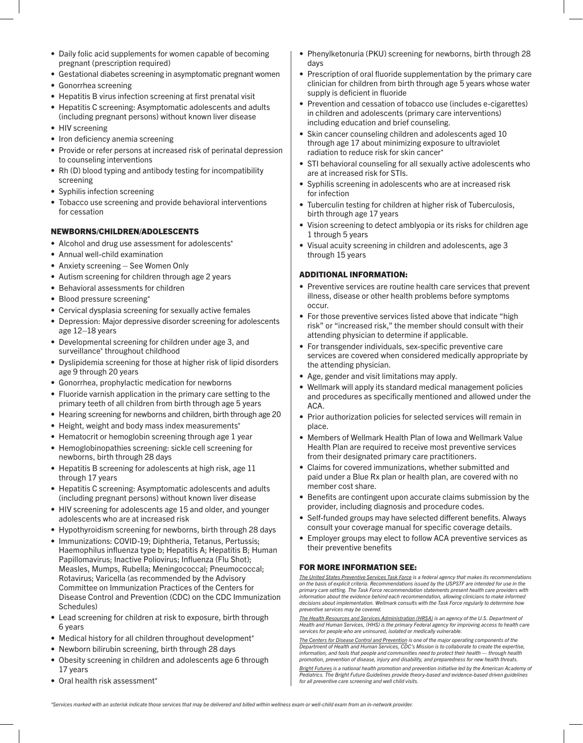- Daily folic acid supplements for women capable of becoming pregnant (prescription required)
- Gestational diabetes screening in asymptomatic pregnant women
- Gonorrhea screening
- Hepatitis B virus infection screening at first prenatal visit
- Hepatitis C screening: Asymptomatic adolescents and adults (including pregnant persons) without known liver disease
- HIV screening
- Iron deficiency anemia screening
- Provide or refer persons at increased risk of perinatal depression to counseling interventions
- Rh (D) blood typing and antibody testing for incompatibility screening
- Syphilis infection screening
- Tobacco use screening and provide behavioral interventions for cessation

### NEWBORNS/CHILDREN/ADOLESCENTS

- Alcohol and drug use assessment for adolescents*
- Annual well-child examination
- Anxiety screening – See Women Only
- Autism screening for children through age 2 years
- Behavioral assessments for children
- Blood pressure screening*
- Cervical dysplasia screening for sexually active females
- Depression: Major depressive disorder screening for adolescents age 12–18 years
- Developmental screening for children under age 3, and surveillance* throughout childhood
- Dyslipidemia screening for those at higher risk of lipid disorders age 9 through 20 years
- Gonorrhea, prophylactic medication for newborns
- Fluoride varnish application in the primary care setting to the primary teeth of all children from birth through age 5 years
- Hearing screening for newborns and children, birth through age 20
- Height, weight and body mass index measurements*
- Hematocrit or hemoglobin screening through age 1 year
- Hemoglobinopathies screening: sickle cell screening for newborns, birth through 28 days
- Hepatitis B screening for adolescents at high risk, age 11 through 17 years
- Hepatitis C screening: Asymptomatic adolescents and adults (including pregnant persons) without known liver disease
- HIV screening for adolescents age 15 and older, and younger adolescents who are at increased risk
- Hypothyroidism screening for newborns, birth through 28 days
- Immunizations: COVID-19; Diphtheria, Tetanus, Pertussis; Haemophilus influenza type b; Hepatitis A; Hepatitis B; Human Papillomavirus; Inactive Poliovirus; Influenza (Flu Shot); Measles, Mumps, Rubella; Meningococcal; Pneumococcal; Rotavirus; Varicella (as recommended by the Advisory Committee on Immunization Practices of the Centers for Disease Control and Prevention (CDC) on the CDC Immunization Schedules)
- Lead screening for children at risk to exposure, birth through 6 years
- Medical history for all children throughout development*
- Newborn bilirubin screening, birth through 28 days
- Obesity screening in children and adolescents age 6 through 17 years
- Oral health risk assessment*
- Phenylketonuria (PKU) screening for newborns, birth through 28 days
- Prescription of oral fluoride supplementation by the primary care clinician for children from birth through age 5 years whose water supply is deficient in fluoride
- Prevention and cessation of tobacco use (includes e-cigarettes) in children and adolescents (primary care interventions) including education and brief counseling.
- Skin cancer counseling children and adolescents aged 10 through age 17 about minimizing exposure to ultraviolet radiation to reduce risk for skin cancer*
- STI behavioral counseling for all sexually active adolescents who are at increased risk for STIs.
- Syphilis screening in adolescents who are at increased risk for infection
- Tuberculin testing for children at higher risk of Tuberculosis, birth through age 17 years
- Vision screening to detect amblyopia or its risks for children age 1 through 5 years
- Visual acuity screening in children and adolescents, age 3 through 15 years

### ADDITIONAL INFORMATION:

- Preventive services are routine health care services that prevent illness, disease or other health problems before symptoms occur.
- For those preventive services listed above that indicate "high risk" or "increased risk," the member should consult with their attending physician to determine if applicable.
- For transgender individuals, sex-specific preventive care services are covered when considered medically appropriate by the attending physician.
- Age, gender and visit limitations may apply.
- Wellmark will apply its standard medical management policies and procedures as specifically mentioned and allowed under the ACA.
- Prior authorization policies for selected services will remain in place.
- Members of Wellmark Health Plan of Iowa and Wellmark Value Health Plan are required to receive most preventive services from their designated primary care practitioners.
- Claims for covered immunizations, whether submitted and paid under a Blue Rx plan or health plan, are covered with no member cost share.
- Benefits are contingent upon accurate claims submission by the provider, including diagnosis and procedure codes.
- Self-funded groups may have selected different benefits. Always consult your coverage manual for specific coverage details.
- Employer groups may elect to follow ACA preventive services as their preventive benefits

### FOR MORE INFORMATION SEE:

*The United States Preventive Services Task Force is a federal agency that makes its recommendations on the basis of explicit criteria. Recommendations issued by the USPSTF are intended for use in the primary care setting. The Task Force recommendation statements present health care providers with information about the evidence behind each recommendation, allowing clinicians to make informed decisions about implementation. Wellmark consults with the Task Force regularly to determine how preventive services may be covered.*

*The Health Resources and Services Administration (HRSA) is an agency of the U.S. Department of Health and Human Services, (HHS) is the primary Federal agency for improving access to health care services for people who are uninsured, isolated or medically vulnerable.*

*The Centers for Disease Control and Prevention is one of the major operating components of the Department of Health and Human Services, CDC's Mission is to collaborate to create the expertise, information, and tools that people and communities need to protect their health — through health promotion, prevention of disease, injury and disability, and preparedness for new health threats.*

*Bright Futures is a national health promotion and prevention initiative led by the American Academy of Pediatrics. The Bright Future Guidelines provide theory-based and evidence-based driven guidelines for all preventive care screening and well child visits.*

*\*Services marked with an asterisk indicate those services that may be delivered and billed within wellness exam or well-child exam from an in-network provider.*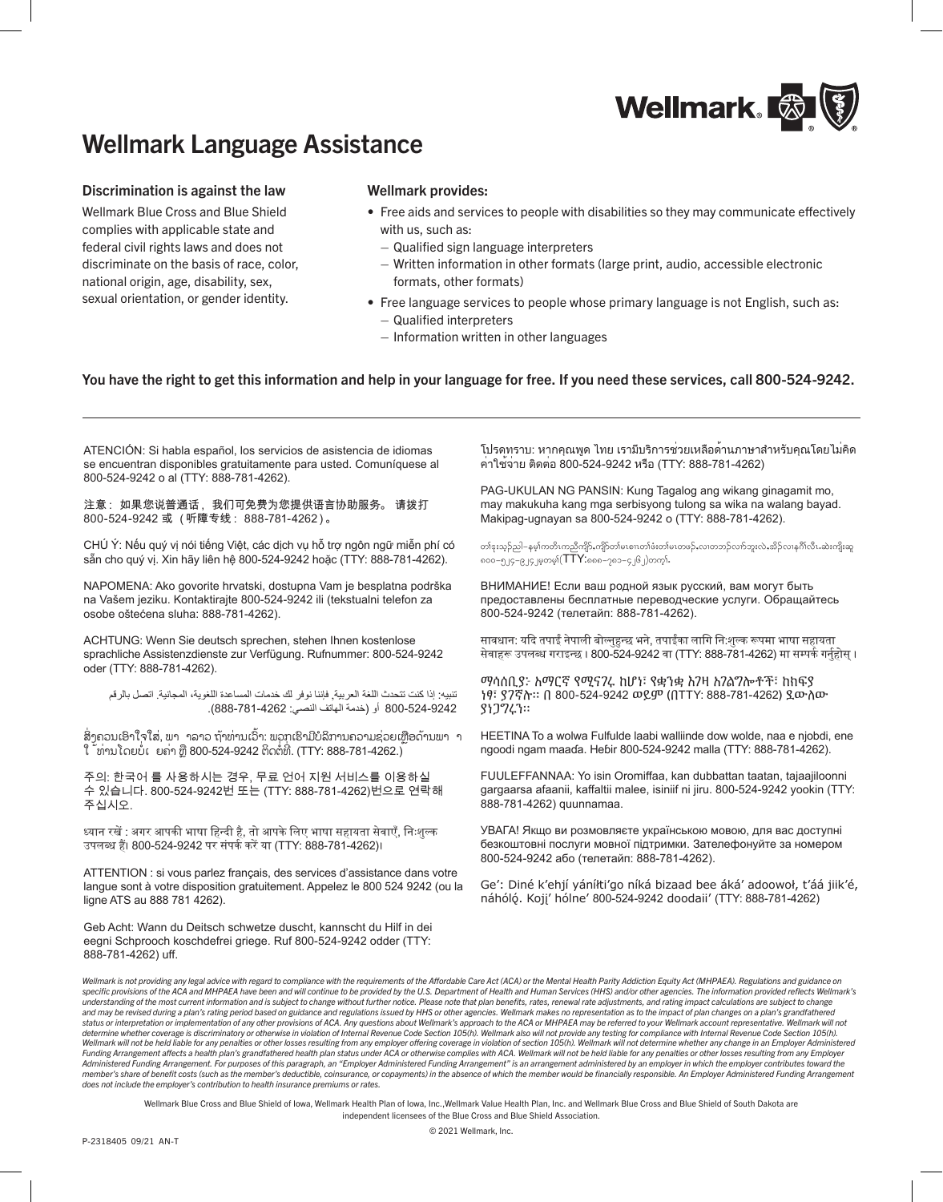# Wellmark Language Assistance

## Discrimination is against the law

Wellmark Blue Cross and Blue Shield complies with applicable state and federal civil rights laws and does not discriminate on the basis of race, color, national origin, age, disability, sex, sexual orientation, or gender identity.

## Wellmark provides:

- Free aids and services to people with disabilities so they may communicate effectively with us, such as:
  - Qualified sign language interpreters
  - Written information in other formats (large print, audio, accessible electronic formats, other formats)
- Free language services to people whose primary language is not English, such as:
  - Qualified interpreters
  - Information written in other languages

**You have the right to get this information and help in your language for free. If you need these services, call 800-524-9242.**

---

ATENCIÓN: Si habla español, los servicios de asistencia de idiomas se encuentran disponibles gratuitamente para usted. Comuníquese al 800-524-9242 o al (TTY: 888-781-4262).

注意：如果您说普通话，我们可免费为您提供语言协助服务。请拨打 800-524-9242 或（听障专线：888-781-4262）。

CHÚ Ý: Nếu quý vị nói tiếng Việt, các dịch vụ hỗ trợ ngôn ngữ miễn phí có sẵn cho quý vị. Xin hãy liên hệ 800-524-9242 hoặc (TTY: 888-781-4262).

NAPOMENA: Ako govorite hrvatski, dostupna Vam je besplatna podrška na Vašem jeziku. Kontaktirajte 800-524-9242 ili (tekstualni telefon za osobe oštećena sluha: 888-781-4262).

ACHTUNG: Wenn Sie deutsch sprechen, stehen Ihnen kostenlose sprachliche Assistenzdienste zur Verfügung. Rufnummer: 800-524-9242 oder (TTY: 888-781-4262).

تنبيه: إذا كنت تتحدث اللغة العربية، فإننا نوفر لك خدمات المساعدة اللغوية، المجانية. اتصل بالرقم 800-524-9242 أو (خدمة الهاتف النصي: 888-781-4262).

ສິ່ງຄວນເອົາໃຈໃສ່, ພາ າລາວ ຖ້າທ່ານເວົ້າ: ພວກເຮົາມີບໍລິການຄວາມຊ່ວຍເຫຼືອດ້ານພາ າ ໃ ້ທ່ານໂດຍບໍ່ເ ຍຄ່າ ຫຼື 800-524-9242 ຕິດຕໍ່ທີ່. (TTY: 888-781-4262.)

주의: 한국어 를 사용하시는 경우, 무료 언어 지원 서비스를 이용하실 수 있습니다. 800-524-9242번 또는 (TTY: 888-781-4262)번으로 연락해 주십시오.

ध्यान रखें : अगर आपकी भाषा हिन्दी है, तो आपके लिए भाषा सहायता सेवाएँ, निःशुल्क उपलब्ध हैं। 800-524-9242 पर संपर्क करें या (TTY: 888-781-4262)।

ATTENTION : si vous parlez français, des services d'assistance dans votre langue sont à votre disposition gratuitement. Appelez le 800 524 9242 (ou la ligne ATS au 888 781 4262).

Geb Acht: Wann du Deitsch schwetze duscht, kannscht du Hilf in dei eegni Schprooch koschdefrei griege. Ruf 800-524-9242 odder (TTY: 888-781-4262) uff.

โปรดทราบ: หากคุณพูด ไทย เรามีบริการช่วยเหลือด้านภาษาสำหรับคุณโดยไม่คิดค่าใช้จ่าย ติดต่อ 800-524-9242 หรือ (TTY: 888-781-4262)

PAG-UKULAN NG PANSIN: Kung Tagalog ang wikang ginagamit mo, may makukuha kang mga serbisyong tulong sa wika na walang bayad. Makipag-ugnayan sa 800-524-9242 o (TTY: 888-781-4262).

တၢ်ဒုးသ့ဉ်ညါ–နမ့ၢ်ကတိၤကညီကျိာ်,ကျိာ်တၢ်မၤစၢၤတၢ်ဖံးတၢ်မၤတဖဉ်,လၢတဘဉ်လၢာ်ဘူးလဲ,အိဉ်လၢနဂီၢ်လီၤ.ဆဲးကျိးဆူ ၈၀၀–၅၂၄–၉၂၄၂မ့တမ့ၢ်(TTY:၈၈၈–၇၈၁–၄၂၆၂)တက့ၢ်.

ВНИМАНИЕ! Если ваш родной язык русский, вам могут быть предоставлены бесплатные переводческие услуги. Обращайтесь 800-524-9242 (телетайп: 888-781-4262).

सावधान: यदि तपाईं नेपाली बोल्नुहुन्छ भने, तपाईंका लागि निःशुल्क रूपमा भाषा सहायता सेवाहरू उपलब्ध गराइन्छ। 800-524-9242 वा (TTY: 888-781-4262) मा सम्पर्क गर्नुहोस्।

ማሳሰቢያ፡ አማርኛ የሚናገሩ ከሆነ፣ የቋንቋ እገዛ አገልግሎቶች፣ ከክፍያ ነፃ፣ ያገኛሉ። በ 800-524-9242 ወይም (በTTY: 888-781-4262) ይደውሉ ያነጋግሩ።

HEETINA To a wolwa Fulfulde laabi walliinde dow wolde, naa e njobdi, ene ngoodi ngam maaɗa. Hebir 800-524-9242 malla (TTY: 888-781-4262).

FUULEFFANNAA: Yo isin Oromiffaa, kan dubbattan taatan, tajaajiloonni gargaarsa afaanii, kaffaltii malee, isiniif ni jiru. 800-524-9242 yookin (TTY: 888-781-4262) quunnamaa.

УВАГА! Якщо ви розмовляєте українською мовою, для вас доступні безкоштовні послуги мовної підтримки. Зателефонуйте за номером 800-524-9242 або (телетайп: 888-781-4262).

Ge': Diné k'ehjí yáníłti'go níká bizaad bee áká' adoowoł, t'áá jiik'é, náhóló. Kojį' hólne' 800-524-9242 doodaii' (TTY: 888-781-4262)

*Wellmark is not providing any legal advice with regard to compliance with the requirements of the Affordable Care Act (ACA) or the Mental Health Parity Addiction Equity Act (MHPAEA). Regulations and guidance on specific provisions of the ACA and MHPAEA have been and will continue to be provided by the U.S. Department of Health and Human Services (HHS) and/or other agencies. The information provided reflects Wellmark's understanding of the most current information and is subject to change without further notice. Please note that plan benefits, rates, renewal rate adjustments, and rating impact calculations are subject to change and may be revised during a plan's rating period based on guidance and regulations issued by HHS or other agencies. Wellmark makes no representation as to the impact of plan changes on a plan's grandfathered status or interpretation or implementation of any other provisions of ACA. Any questions about Wellmark's approach to the ACA or MHPAEA may be referred to your Wellmark account representative. Wellmark will not determine whether coverage is discriminatory or otherwise in violation of Internal Revenue Code Section 105(h). Wellmark also will not provide any testing for compliance with Internal Revenue Code Section 105(h). Wellmark will not be held liable for any penalties or other losses resulting from any employer offering coverage in violation of section 105(h). Wellmark will not determine whether any change in an Employer Administered Funding Arrangement affects a health plan's grandfathered health plan status under ACA or otherwise complies with ACA. Wellmark will not be held liable for any penalties or other losses resulting from any Employer Administered Funding Arrangement. For purposes of this paragraph, an "Employer Administered Funding Arrangement" is an arrangement administered by an employer in which the employer contributes toward the member's share of benefit costs (such as the member's deductible, coinsurance, or copayments) in the absence of which the member would be financially responsible. An Employer Administered Funding Arrangement does not include the employer's contribution to health insurance premiums or rates.*

Wellmark Blue Cross and Blue Shield of Iowa, Wellmark Health Plan of Iowa, Inc.,Wellmark Value Health Plan, Inc. and Wellmark Blue Cross and Blue Shield of South Dakota are independent licensees of the Blue Cross and Blue Shield Association.

© 2021 Wellmark, Inc.

P-2318405 09/21 AN-T